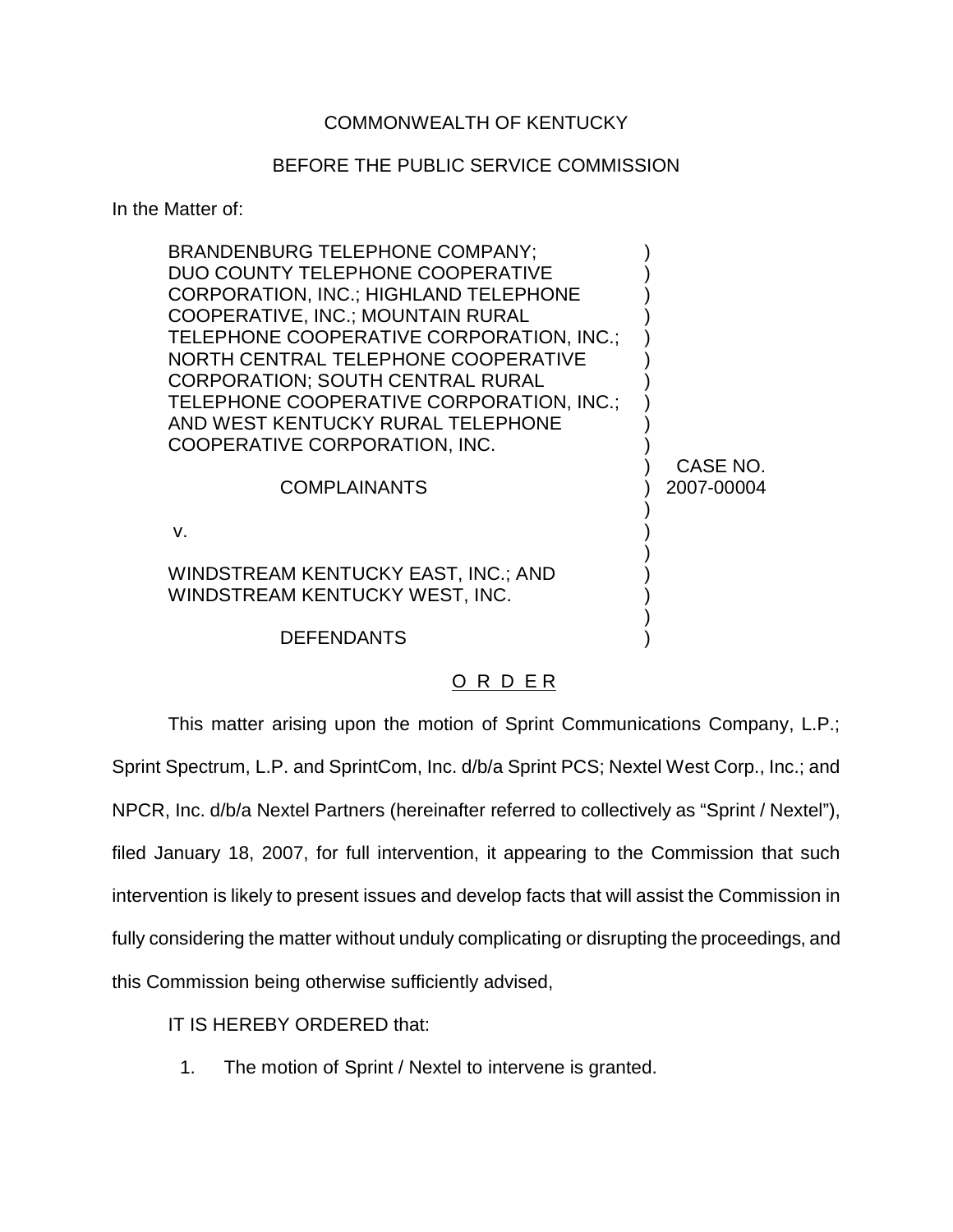COMMONWEALTH OF KENTUCKY

BEFORE THE PUBLIC SERVICE COMMISSION

In the Matter of:

| | | |
|---|---|---|
| BRANDENBURG TELEPHONE COMPANY; DUO COUNTY TELEPHONE COOPERATIVE CORPORATION, INC.; HIGHLAND TELEPHONE COOPERATIVE, INC.; MOUNTAIN RURAL TELEPHONE COOPERATIVE CORPORATION, INC.; NORTH CENTRAL TELEPHONE COOPERATIVE CORPORATION; SOUTH CENTRAL RURAL TELEPHONE COOPERATIVE CORPORATION, INC.; AND WEST KENTUCKY RURAL TELEPHONE COOPERATIVE CORPORATION, INC. | ) | |
| COMPLAINANTS | ) | CASE NO. 2007-00004 |
| v. | ) | |
| WINDSTREAM KENTUCKY EAST, INC.; AND WINDSTREAM KENTUCKY WEST, INC. | ) | |
| DEFENDANTS | ) | |

O R D E R

This matter arising upon the motion of Sprint Communications Company, L.P.; Sprint Spectrum, L.P. and SprintCom, Inc. d/b/a Sprint PCS; Nextel West Corp., Inc.; and NPCR, Inc. d/b/a Nextel Partners (hereinafter referred to collectively as "Sprint / Nextel"), filed January 18, 2007, for full intervention, it appearing to the Commission that such intervention is likely to present issues and develop facts that will assist the Commission in fully considering the matter without unduly complicating or disrupting the proceedings, and this Commission being otherwise sufficiently advised,

IT IS HEREBY ORDERED that:

1. The motion of Sprint / Nextel to intervene is granted.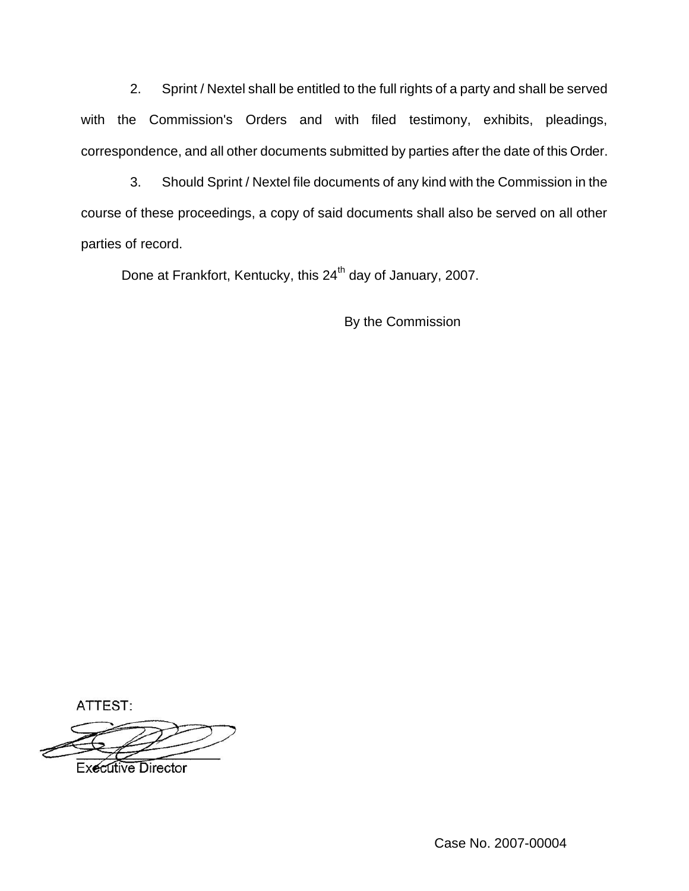2. Sprint / Nextel shall be entitled to the full rights of a party and shall be served with the Commission's Orders and with filed testimony, exhibits, pleadings, correspondence, and all other documents submitted by parties after the date of this Order.

3. Should Sprint / Nextel file documents of any kind with the Commission in the course of these proceedings, a copy of said documents shall also be served on all other parties of record.

Done at Frankfort, Kentucky, this 24th day of January, 2007.

By the Commission

ATTEST:

Executive Director

Case No. 2007-00004